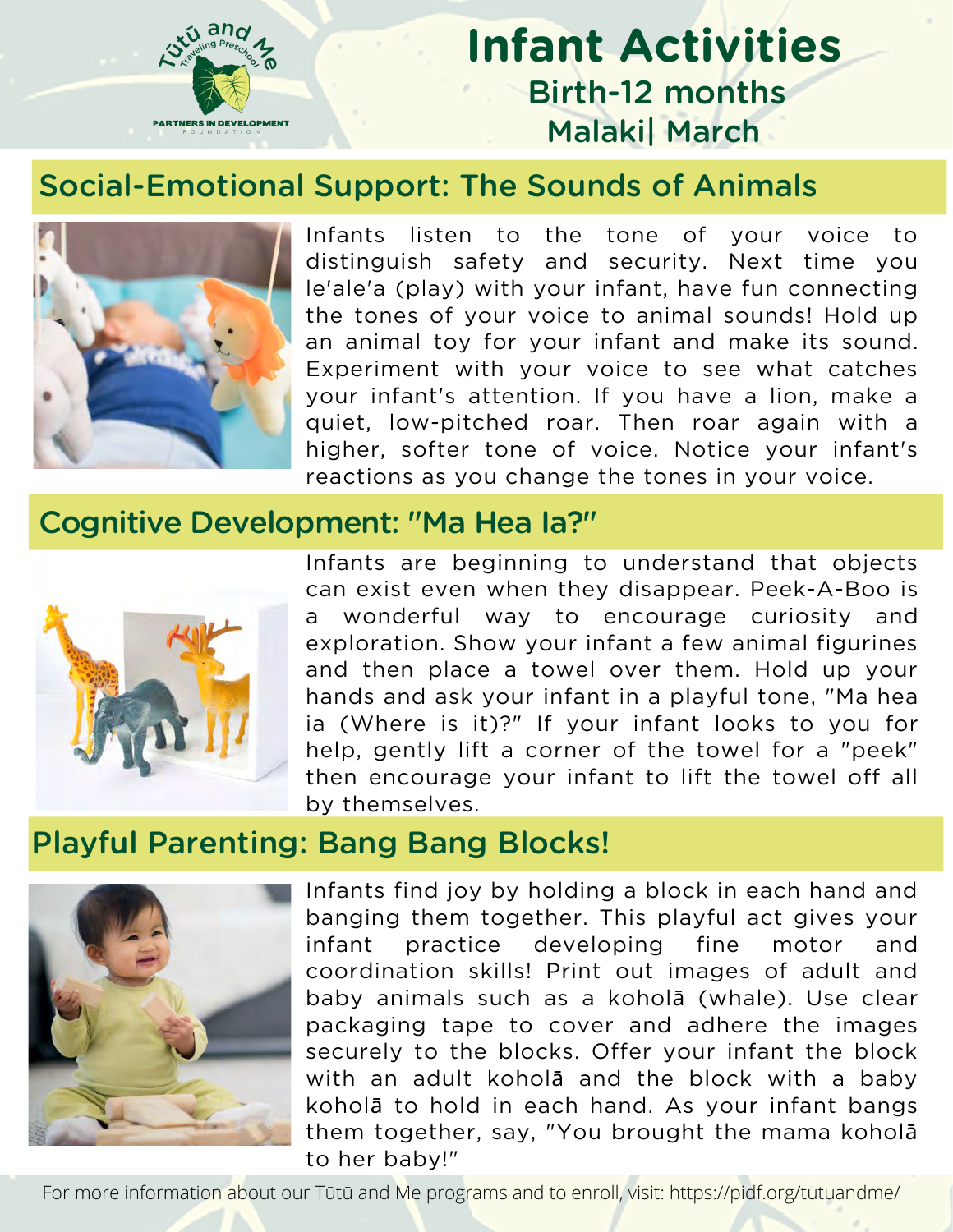# Infant Activities

Birth-12 months

Malaki| March

## Social-Emotional Support: The Sounds of Animals

Infants listen to the tone of your voice to distinguish safety and security. Next time you le'ale'a (play) with your infant, have fun connecting the tones of your voice to animal sounds! Hold up an animal toy for your infant and make its sound. Experiment with your voice to see what catches your infant's attention. If you have a lion, make a quiet, low-pitched roar. Then roar again with a higher, softer tone of voice. Notice your infant's reactions as you change the tones in your voice.

## Cognitive Development: "Ma Hea Ia?"

Infants are beginning to understand that objects can exist even when they disappear. Peek-A-Boo is a wonderful way to encourage curiosity and exploration. Show your infant a few animal figurines and then place a towel over them. Hold up your hands and ask your infant in a playful tone, "Ma hea ia (Where is it)?" If your infant looks to you for help, gently lift a corner of the towel for a "peek" then encourage your infant to lift the towel off all by themselves.

## Playful Parenting: Bang Bang Blocks!

Infants find joy by holding a block in each hand and banging them together. This playful act gives your infant practice developing fine motor and coordination skills! Print out images of adult and baby animals such as a koholā (whale). Use clear packaging tape to cover and adhere the images securely to the blocks. Offer your infant the block with an adult koholā and the block with a baby koholā to hold in each hand. As your infant bangs them together, say, "You brought the mama koholā to her baby!"

For more information about our Tūtū and Me programs and to enroll, visit: https://pidf.org/tutuandme/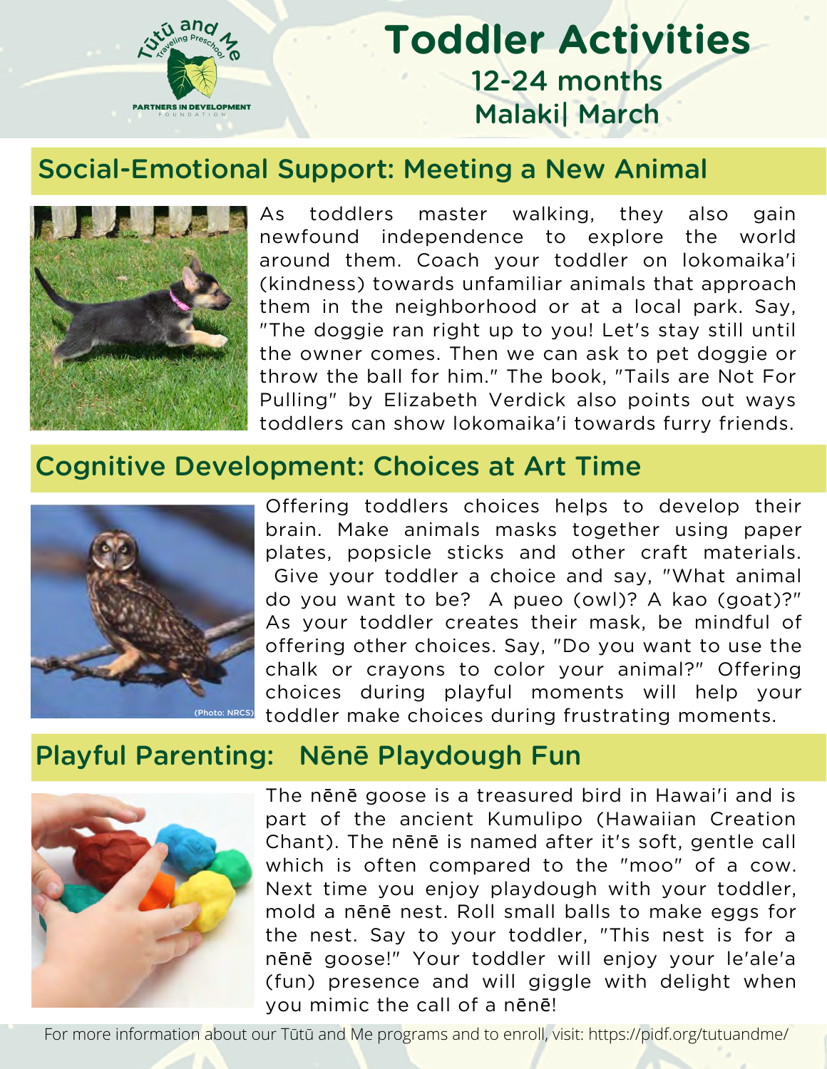# Toddler Activities

## 12-24 months

## Malaki| March

## Social-Emotional Support: Meeting a New Animal

As toddlers master walking, they also gain newfound independence to explore the world around them. Coach your toddler on lokomaika'i (kindness) towards unfamiliar animals that approach them in the neighborhood or at a local park. Say, "The doggie ran right up to you! Let's stay still until the owner comes. Then we can ask to pet doggie or throw the ball for him." The book, "Tails are Not For Pulling" by Elizabeth Verdick also points out ways toddlers can show lokomaika'i towards furry friends.

## Cognitive Development: Choices at Art Time

(Photo: NRCS)

Offering toddlers choices helps to develop their brain. Make animals masks together using paper plates, popsicle sticks and other craft materials. Give your toddler a choice and say, "What animal do you want to be? A pueo (owl)? A kao (goat)?" As your toddler creates their mask, be mindful of offering other choices. Say, "Do you want to use the chalk or crayons to color your animal?" Offering choices during playful moments will help your toddler make choices during frustrating moments.

## Playful Parenting: Nēnē Playdough Fun

The nēnē goose is a treasured bird in Hawai'i and is part of the ancient Kumulipo (Hawaiian Creation Chant). The nēnē is named after it's soft, gentle call which is often compared to the "moo" of a cow. Next time you enjoy playdough with your toddler, mold a nēnē nest. Roll small balls to make eggs for the nest. Say to your toddler, "This nest is for a nēnē goose!" Your toddler will enjoy your le'ale'a (fun) presence and will giggle with delight when you mimic the call of a nēnē!

For more information about our Tūtū and Me programs and to enroll, visit: https://pidf.org/tutuandme/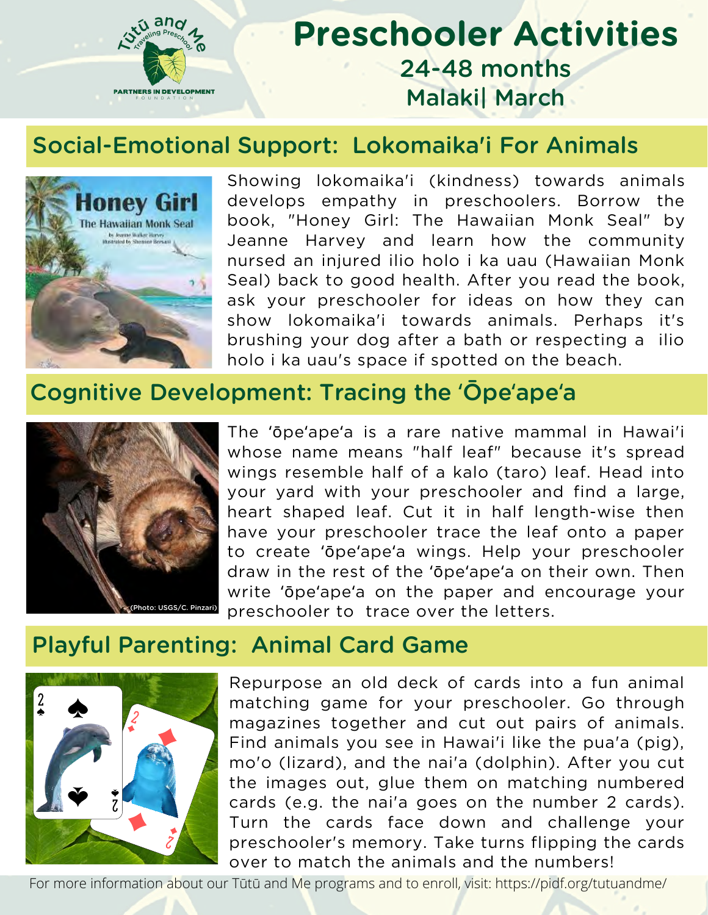# Preschooler Activities

## 24-48 months

## Malaki| March

## Social-Emotional Support: Lokomaika'i For Animals

Showing lokomaika'i (kindness) towards animals develops empathy in preschoolers. Borrow the book, "Honey Girl: The Hawaiian Monk Seal" by Jeanne Harvey and learn how the community nursed an injured ilio holo i ka uau (Hawaiian Monk Seal) back to good health. After you read the book, ask your preschooler for ideas on how they can show lokomaika'i towards animals. Perhaps it's brushing your dog after a bath or respecting a ilio holo i ka uau's space if spotted on the beach.

## Cognitive Development: Tracing the ʻŌpeʻapeʻa

(Photo: USGS/C. Pinzari)

The ʻōpeʻapeʻa is a rare native mammal in Hawai'i whose name means "half leaf" because it's spread wings resemble half of a kalo (taro) leaf. Head into your yard with your preschooler and find a large, heart shaped leaf. Cut it in half length-wise then have your preschooler trace the leaf onto a paper to create ʻōpeʻapeʻa wings. Help your preschooler draw in the rest of the ʻōpeʻapeʻa on their own. Then write ʻōpeʻapeʻa on the paper and encourage your preschooler to trace over the letters.

## Playful Parenting: Animal Card Game

Repurpose an old deck of cards into a fun animal matching game for your preschooler. Go through magazines together and cut out pairs of animals. Find animals you see in Hawai'i like the pua'a (pig), mo'o (lizard), and the nai'a (dolphin). After you cut the images out, glue them on matching numbered cards (e.g. the nai'a goes on the number 2 cards). Turn the cards face down and challenge your preschooler's memory. Take turns flipping the cards over to match the animals and the numbers!

For more information about our Tūtū and Me programs and to enroll, visit: https://pidf.org/tutuandme/